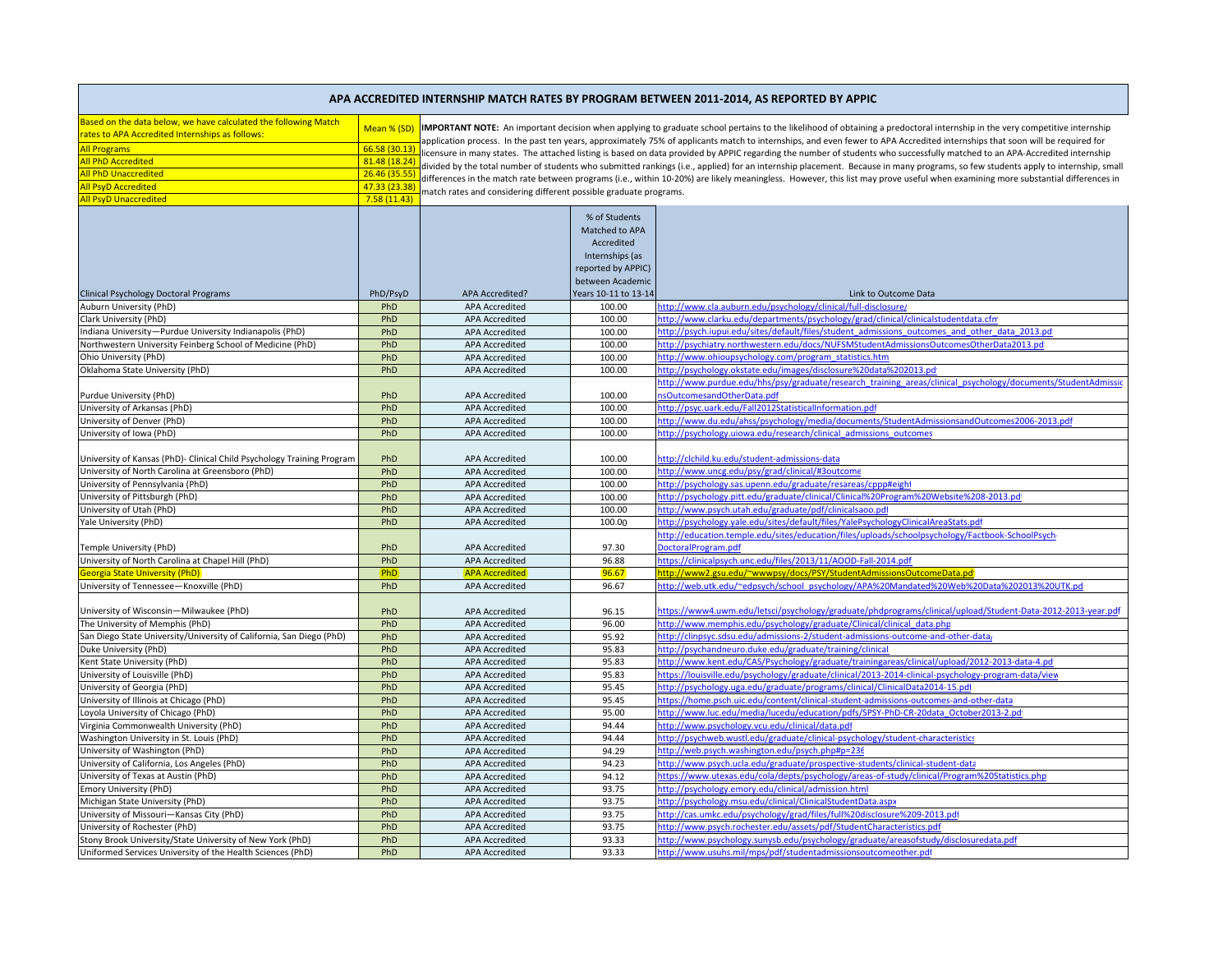# APA ACCREDITED INTERNSHIP MATCH RATES BY PROGRAM BETWEEN 2011-2014, AS REPORTED BY APPIC

| Based on the data below, we have calculated the following Match rates to APA Accredited Internships as follows: | Mean % (SD) |
|---|---|
| All Programs | 66.58 (30.13) |
| All PhD Accredited | 81.48 (18.24) |
| All PhD Unaccredited | 26.46 (35.55) |
| All PsyD Accredited | 47.33 (23.38) |
| All PsyD Unaccredited | 7.58 (11.43) |

**IMPORTANT NOTE:** An important decision when applying to graduate school pertains to the likelihood of obtaining a predoctoral internship in the very competitive internship application process. In the past ten years, approximately 75% of applicants match to internships, and even fewer to APA Accredited internships that soon will be required for licensure in many states. The attached listing is based on data provided by APPIC regarding the number of students who successfully matched to an APA-Accredited internship divided by the total number of students who submitted rankings (i.e., applied) for an internship placement. Because in many programs, so few students apply to internship, small differences in the match rate between programs (i.e., within 10-20%) are likely meaningless. However, this list may prove useful when examining more substantial differences in match rates and considering different possible graduate programs.

| Clinical Psychology Doctoral Programs | PhD/PsyD | APA Accredited? | % of Students Matched to APA Accredited Internships (as reported by APPIC) between Academic Years 10-11 to 13-14 | Link to Outcome Data |
|---|---|---|---|---|
| Auburn University (PhD) | PhD | APA Accredited | 100.00 | http://www.cla.auburn.edu/psychology/clinical/full-disclosure/ |
| Clark University (PhD) | PhD | APA Accredited | 100.00 | http://www.clarku.edu/departments/psychology/grad/clinical/clinicalstudentdata.cfm |
| Indiana University—Purdue University Indianapolis (PhD) | PhD | APA Accredited | 100.00 | http://psych.iupui.edu/sites/default/files/student_admissions_outcomes_and_other_data_2013.pd |
| Northwestern University Feinberg School of Medicine (PhD) | PhD | APA Accredited | 100.00 | http://psychiatry.northwestern.edu/docs/NUFSMStudentAdmissionsOutcomesOtherData2013.pd |
| Ohio University (PhD) | PhD | APA Accredited | 100.00 | http://www.ohioupsychology.com/program_statistics.htm |
| Oklahoma State University (PhD) | PhD | APA Accredited | 100.00 | http://psychology.okstate.edu/images/disclosure%20data%202013.pd |
| Purdue University (PhD) | PhD | APA Accredited | 100.00 | http://www.purdue.edu/hhs/psy/graduate/research_training_areas/clinical_psychology/documents/StudentAdmissionsOutcomesandOtherData.pdf |
| University of Arkansas (PhD) | PhD | APA Accredited | 100.00 | http://psyc.uark.edu/Fall2012StatisticalInformation.pdf |
| University of Denver (PhD) | PhD | APA Accredited | 100.00 | http://www.du.edu/ahss/psychology/media/documents/StudentAdmissionsandOutcomes2006-2013.pdf |
| University of Iowa (PhD) | PhD | APA Accredited | 100.00 | http://psychology.uiowa.edu/research/clinical_admissions_outcomes |
| University of Kansas (PhD)- Clinical Child Psychology Training Program | PhD | APA Accredited | 100.00 | http://clchild.ku.edu/student-admissions-data |
| University of North Carolina at Greensboro (PhD) | PhD | APA Accredited | 100.00 | http://www.uncg.edu/psy/grad/clinical/#3outcome |
| University of Pennsylvania (PhD) | PhD | APA Accredited | 100.00 | http://psychology.sas.upenn.edu/graduate/resareas/cppp#eight |
| University of Pittsburgh (PhD) | PhD | APA Accredited | 100.00 | http://psychology.pitt.edu/graduate/clinical/Clinical%20Program%20Website%208-2013.pd |
| University of Utah (PhD) | PhD | APA Accredited | 100.00 | http://www.psych.utah.edu/graduate/pdf/clinicalsaoo.pdf |
| Yale University (PhD) | PhD | APA Accredited | 100.00 | http://psychology.yale.edu/sites/default/files/YalePsychologyClinicalAreaStats.pdf |
| Temple University (PhD) | PhD | APA Accredited | 97.30 | http://education.temple.edu/sites/education/files/uploads/schoolpsychology/Factbook-SchoolPsych-DoctoralProgram.pdf |
| University of North Carolina at Chapel Hill (PhD) | PhD | APA Accredited | 96.88 | https://clinicalpsych.unc.edu/files/2013/11/AOOD-Fall-2014.pdf |
| Georgia State University (PhD) | PhD | APA Accredited | 96.67 | http://www2.gsu.edu/~wwwpsy/docs/PSY/StudentAdmissionsOutcomeData.pd |
| University of Tennessee—Knoxville (PhD) | PhD | APA Accredited | 96.67 | http://web.utk.edu/~edpsych/school_psychology/APA%20Mandated%20Web%20Data%202013%20UTK.pd |
| University of Wisconsin—Milwaukee (PhD) | PhD | APA Accredited | 96.15 | https://www4.uwm.edu/letsci/psychology/graduate/phdprograms/clinical/upload/Student-Data-2012-2013-year.pdf |
| The University of Memphis (PhD) | PhD | APA Accredited | 96.00 | http://www.memphis.edu/psychology/graduate/Clinical/clinical_data.php |
| San Diego State University/University of California, San Diego (PhD) | PhD | APA Accredited | 95.92 | http://clinpsyc.sdsu.edu/admissions-2/student-admissions-outcome-and-other-data/ |
| Duke University (PhD) | PhD | APA Accredited | 95.83 | http://psychandneuro.duke.edu/graduate/training/clinical |
| Kent State University (PhD) | PhD | APA Accredited | 95.83 | http://www.kent.edu/CAS/Psychology/graduate/trainingareas/clinical/upload/2012-2013-data-4.pd |
| University of Louisville (PhD) | PhD | APA Accredited | 95.83 | https://louisville.edu/psychology/graduate/clinical/2013-2014-clinical-psychology-program-data/view |
| University of Georgia (PhD) | PhD | APA Accredited | 95.45 | http://psychology.uga.edu/graduate/programs/clinical/ClinicalData2014-15.pdf |
| University of Illinois at Chicago (PhD) | PhD | APA Accredited | 95.45 | https://home.psch.uic.edu/content/clinical-student-admissions-outcomes-and-other-data |
| Loyola University of Chicago (PhD) | PhD | APA Accredited | 95.00 | http://www.luc.edu/media/lucedu/education/pdfs/SPSY-PhD-CR-20data_October2013-2.pd |
| Virginia Commonwealth University (PhD) | PhD | APA Accredited | 94.44 | http://www.psychology.vcu.edu/clinical/data.pdf |
| Washington University in St. Louis (PhD) | PhD | APA Accredited | 94.44 | http://psychweb.wustl.edu/graduate/clinical-psychology/student-characteristics |
| University of Washington (PhD) | PhD | APA Accredited | 94.29 | http://web.psych.washington.edu/psych.php#p=236 |
| University of California, Los Angeles (PhD) | PhD | APA Accredited | 94.23 | http://www.psych.ucla.edu/graduate/prospective-students/clinical-student-data |
| University of Texas at Austin (PhD) | PhD | APA Accredited | 94.12 | https://www.utexas.edu/cola/depts/psychology/areas-of-study/clinical/Program%20Statistics.php |
| Emory University (PhD) | PhD | APA Accredited | 93.75 | http://psychology.emory.edu/clinical/admission.html |
| Michigan State University (PhD) | PhD | APA Accredited | 93.75 | http://psychology.msu.edu/clinical/ClinicalStudentData.aspx |
| University of Missouri—Kansas City (PhD) | PhD | APA Accredited | 93.75 | http://cas.umkc.edu/psychology/grad/files/full%20disclosure%209-2013.pdf |
| University of Rochester (PhD) | PhD | APA Accredited | 93.75 | http://www.psych.rochester.edu/assets/pdf/StudentCharacteristics.pdf |
| Stony Brook University/State University of New York (PhD) | PhD | APA Accredited | 93.33 | http://www.psychology.sunysb.edu/psychology/graduate/areasofstudy/disclosuredata.pdf |
| Uniformed Services University of the Health Sciences (PhD) | PhD | APA Accredited | 93.33 | http://www.usuhs.mil/mps/pdf/studentadmissionsoutcomeother.pdf |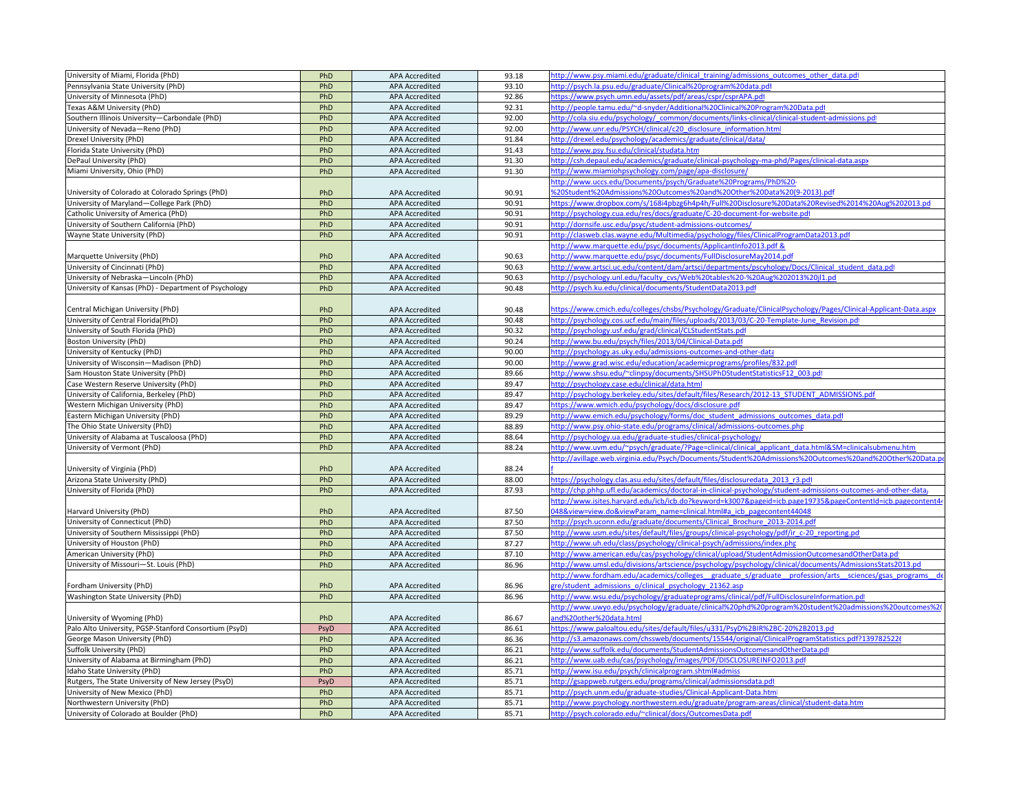| | | | | |
|---|---|---|---|---|
| University of Miami, Florida (PhD) | PhD | APA Accredited | 93.18 | http://www.psy.miami.edu/graduate/clinical_training/admissions_outcomes_other_data.pdf |
| Pennsylvania State University (PhD) | PhD | APA Accredited | 93.10 | http://psych.la.psu.edu/graduate/Clinical%20program%20data.pdf |
| University of Minnesota (PhD) | PhD | APA Accredited | 92.86 | https://www.psych.umn.edu/assets/pdf/areas/cspr/csprAPA.pdf |
| Texas A&M University (PhD) | PhD | APA Accredited | 92.31 | http://people.tamu.edu/~d-snyder/Additional%20Clinical%20Program%20Data.pdf |
| Southern Illinois University—Carbondale (PhD) | PhD | APA Accredited | 92.00 | http://cola.siu.edu/psychology/_common/documents/links-clinical/clinical-student-admissions.pdf |
| University of Nevada—Reno (PhD) | PhD | APA Accredited | 92.00 | http://www.unr.edu/PSYCH/clinical/c20_disclosure_information.html |
| Drexel University (PhD) | PhD | APA Accredited | 91.84 | http://drexel.edu/psychology/academics/graduate/clinical/data/ |
| Florida State University (PhD) | PhD | APA Accredited | 91.43 | http://www.psy.fsu.edu/clinical/studata.htm |
| DePaul University (PhD) | PhD | APA Accredited | 91.30 | http://csh.depaul.edu/academics/graduate/clinical-psychology-ma-phd/Pages/clinical-data.aspx |
| Miami University, Ohio (PhD) | PhD | APA Accredited | 91.30 | http://www.miamiohpsychology.com/page/apa-disclosure/ |
| University of Colorado at Colorado Springs (PhD) | PhD | APA Accredited | 90.91 | http://www.uccs.edu/Documents/psych/Graduate%20Programs/PhD%20-%20Student%20Admissions%20Outcomes%20and%20Other%20Data%20(9-2013).pdf |
| University of Maryland—College Park (PhD) | PhD | APA Accredited | 90.91 | https://www.dropbox.com/s/168i4pbzg6h4p4h/Full%20Disclosure%20Data%20Revised%2014%20Aug%202013.pd |
| Catholic University of America (PhD) | PhD | APA Accredited | 90.91 | http://psychology.cua.edu/res/docs/graduate/C-20-document-for-website.pdf |
| University of Southern California (PhD) | PhD | APA Accredited | 90.91 | http://dornsife.usc.edu/psyc/student-admissions-outcomes/ |
| Wayne State University (PhD) | PhD | APA Accredited | 90.91 | http://clasweb.clas.wayne.edu/Multimedia/psychology/files/ClinicalProgramData2013.pdf |
| Marquette University (PhD) | PhD | APA Accredited | 90.63 | http://www.marquette.edu/psyc/documents/ApplicantInfo2013.pdf & http://www.marquette.edu/psyc/documents/FullDisclosureMay2014.pdf |
| University of Cincinnati (PhD) | PhD | APA Accredited | 90.63 | http://www.artsci.uc.edu/content/dam/artsci/departments/pscyhology/Docs/Clinical_student_data.pdf |
| University of Nebraska—Lincoln (PhD) | PhD | APA Accredited | 90.63 | http://psychology.unl.edu/faculty_cvs/Web%20tables%20-%20Aug%202013%20jl1.pd |
| University of Kansas (PhD) - Department of Psychology | PhD | APA Accredited | 90.48 | http://psych.ku.edu/clinical/documents/StudentData2013.pdf |
| Central Michigan University (PhD) | PhD | APA Accredited | 90.48 | https://www.cmich.edu/colleges/chsbs/Psychology/Graduate/ClinicalPsychology/Pages/Clinical-Applicant-Data.aspx |
| University of Central Florida(PhD) | PhD | APA Accredited | 90.48 | http://psychology.cos.ucf.edu/main/files/uploads/2013/03/C-20-Template-June_Revision.pdf |
| University of South Florida (PhD) | PhD | APA Accredited | 90.32 | http://psychology.usf.edu/grad/clinical/CLStudentStats.pdf |
| Boston University (PhD) | PhD | APA Accredited | 90.24 | http://www.bu.edu/psych/files/2013/04/Clinical-Data.pdf |
| University of Kentucky (PhD) | PhD | APA Accredited | 90.00 | http://psychology.as.uky.edu/admissions-outcomes-and-other-data |
| University of Wisconsin—Madison (PhD) | PhD | APA Accredited | 90.00 | http://www.grad.wisc.edu/education/academicprograms/profiles/832.pdf |
| Sam Houston State University (PhD) | PhD | APA Accredited | 89.66 | http://www.shsu.edu/~clinpsy/documents/SHSUPhDStudentStatisticsF12_003.pdf |
| Case Western Reserve University (PhD) | PhD | APA Accredited | 89.47 | http://psychology.case.edu/clinical/data.html |
| University of California, Berkeley (PhD) | PhD | APA Accredited | 89.47 | http://psychology.berkeley.edu/sites/default/files/Research/2012-13_STUDENT_ADMISSIONS.pdf |
| Western Michigan University (PhD) | PhD | APA Accredited | 89.47 | https://www.wmich.edu/psychology/docs/disclosure.pdf |
| Eastern Michigan University (PhD) | PhD | APA Accredited | 89.29 | http://www.emich.edu/psychology/forms/doc_student_admissions_outcomes_data.pdf |
| The Ohio State University (PhD) | PhD | APA Accredited | 88.89 | http://www.psy.ohio-state.edu/programs/clinical/admissions-outcomes.php |
| University of Alabama at Tuscaloosa (PhD) | PhD | APA Accredited | 88.64 | http://psychology.ua.edu/graduate-studies/clinical-psychology/ |
| University of Vermont (PhD) | PhD | APA Accredited | 88.24 | http://www.uvm.edu/~psych/graduate/?Page=clinical/clinical_applicant_data.html&SM=clinicalsubmenu.htm |
| University of Virginia (PhD) | PhD | APA Accredited | 88.24 | http://avillage.web.virginia.edu/Psych/Documents/Student%20Admissions%20Outcomes%20and%20Other%20Data.pdf |
| Arizona State University (PhD) | PhD | APA Accredited | 88.00 | https://psychology.clas.asu.edu/sites/default/files/disclosuredata_2013_r3.pdf |
| University of Florida (PhD) | PhD | APA Accredited | 87.93 | http://chp.phhp.ufl.edu/academics/doctoral-in-clinical-psychology/student-admissions-outcomes-and-other-data/ |
| Harvard University (PhD) | PhD | APA Accredited | 87.50 | http://www.isites.harvard.edu/icb/icb.do?keyword=k3007&pageid=icb.page19735&pageContentId=icb.pagecontent44048&view=view.do&viewParam_name=clinical.html#a_icb_pagecontent44048 |
| University of Connecticut (PhD) | PhD | APA Accredited | 87.50 | http://psych.uconn.edu/graduate/documents/Clinical_Brochure_2013-2014.pdf |
| University of Southern Mississippi (PhD) | PhD | APA Accredited | 87.50 | http://www.usm.edu/sites/default/files/groups/clinical-psychology/pdf/ir_c-20_reporting.pd |
| University of Houston (PhD) | PhD | APA Accredited | 87.27 | http://www.uh.edu/class/psychology/clinical-psych/admissions/index.php |
| American University (PhD) | PhD | APA Accredited | 87.10 | http://www.american.edu/cas/psychology/clinical/upload/StudentAdmissionOutcomesandOtherData.pdf |
| University of Missouri—St. Louis (PhD) | PhD | APA Accredited | 86.96 | http://www.umsl.edu/divisions/artscience/psychology/psychology/clinical/documents/AdmissionsStats2013.pd |
| Fordham University (PhD) | PhD | APA Accredited | 86.96 | http://www.fordham.edu/academics/colleges__graduate_s/graduate__profession/arts__sciences/gsas_programs__degre/student_admissions_o/clinical_psychology_21362.asp |
| Washington State University (PhD) | PhD | APA Accredited | 86.96 | http://www.wsu.edu/psychology/graduateprograms/clinical/pdf/FullDisclosureInformation.pdf |
| University of Wyoming (PhD) | PhD | APA Accredited | 86.67 | http://www.uwyo.edu/psychology/graduate/clinical%20phd%20program%20student%20admissions%20outcomes%20and%20other%20data.html |
| Palo Alto University, PGSP-Stanford Consortium (PsyD) | PsyD | APA Accredited | 86.61 | https://www.paloaltou.edu/sites/default/files/u331/PsyD%2BIR%2BC-20%2B2013.pd |
| George Mason University (PhD) | PhD | APA Accredited | 86.36 | http://s3.amazonaws.com/chssweb/documents/15544/original/ClinicalProgramStatistics.pdf?1397825226 |
| Suffolk University (PhD) | PhD | APA Accredited | 86.21 | http://www.suffolk.edu/documents/StudentAdmissionsOutcomesandOtherData.pdf |
| University of Alabama at Birmingham (PhD) | PhD | APA Accredited | 86.21 | http://www.uab.edu/cas/psychology/images/PDF/DISCLOSUREINFO2013.pdf |
| Idaho State University (PhD) | PhD | APA Accredited | 85.71 | http://www.isu.edu/psych/clinicalprogram.shtml#admiss |
| Rutgers, The State University of New Jersey (PsyD) | PsyD | APA Accredited | 85.71 | http://gsappweb.rutgers.edu/programs/clinical/admissionsdata.pdf |
| University of New Mexico (PhD) | PhD | APA Accredited | 85.71 | http://psych.unm.edu/graduate-studies/Clinical-Applicant-Data.html |
| Northwestern University (PhD) | PhD | APA Accredited | 85.71 | http://www.psychology.northwestern.edu/graduate/program-areas/clinical/student-data.htm |
| University of Colorado at Boulder (PhD) | PhD | APA Accredited | 85.71 | http://psych.colorado.edu/~clinical/docs/OutcomesData.pdf |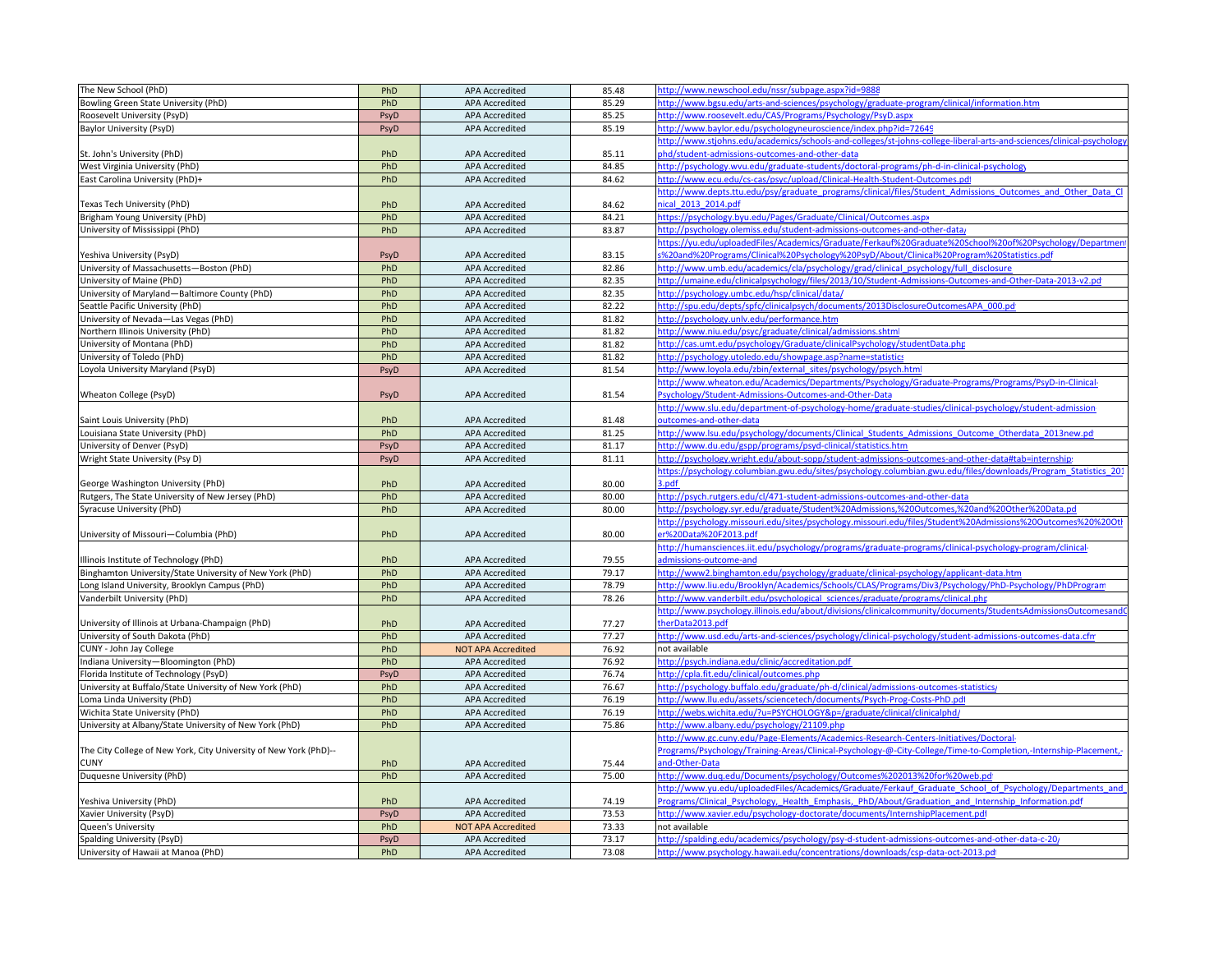| | | | | |
|---|---|---|---|---|
| The New School (PhD) | PhD | APA Accredited | 85.48 | http://www.newschool.edu/nssr/subpage.aspx?id=9888 |
| Bowling Green State University (PhD) | PhD | APA Accredited | 85.29 | http://www.bgsu.edu/arts-and-sciences/psychology/graduate-program/clinical/information.htm |
| Roosevelt University (PsyD) | PsyD | APA Accredited | 85.25 | http://www.roosevelt.edu/CAS/Programs/Psychology/PsyD.aspx |
| Baylor University (PsyD) | PsyD | APA Accredited | 85.19 | http://www.baylor.edu/psychologyneuroscience/index.php?id=72649 |
| St. John's University (PhD) | PhD | APA Accredited | 85.11 | http://www.stjohns.edu/academics/schools-and-colleges/st-johns-college-liberal-arts-and-sciences/clinical-psychology-phd/student-admissions-outcomes-and-other-data |
| West Virginia University (PhD) | PhD | APA Accredited | 84.85 | http://psychology.wvu.edu/graduate-students/doctoral-programs/ph-d-in-clinical-psychology |
| East Carolina University (PhD)+ | PhD | APA Accredited | 84.62 | http://www.ecu.edu/cs-cas/psyc/upload/Clinical-Health-Student-Outcomes.pdf |
| Texas Tech University (PhD) | PhD | APA Accredited | 84.62 | http://www.depts.ttu.edu/psy/graduate_programs/clinical/files/Student_Admissions_Outcomes_and_Other_Data_Clinical_2013_2014.pdf |
| Brigham Young University (PhD) | PhD | APA Accredited | 84.21 | https://psychology.byu.edu/Pages/Graduate/Clinical/Outcomes.aspx |
| University of Mississippi (PhD) | PhD | APA Accredited | 83.87 | http://psychology.olemiss.edu/student-admissions-outcomes-and-other-data/ |
| Yeshiva University (PsyD) | PsyD | APA Accredited | 83.15 | https://yu.edu/uploadedFiles/Academics/Graduate/Ferkauf%20Graduate%20School%20of%20Psychology/Departments%20and%20Programs/Clinical%20Psychology%20PsyD/About/Clinical%20Program%20Statistics.pdf |
| University of Massachusetts—Boston (PhD) | PhD | APA Accredited | 82.86 | http://www.umb.edu/academics/cla/psychology/grad/clinical_psychology/full_disclosure |
| University of Maine (PhD) | PhD | APA Accredited | 82.35 | http://umaine.edu/clinicalpsychology/files/2013/10/Student-Admissions-Outcomes-and-Other-Data-2013-v2.pdf |
| University of Maryland—Baltimore County (PhD) | PhD | APA Accredited | 82.35 | http://psychology.umbc.edu/hsp/clinical/data/ |
| Seattle Pacific University (PhD) | PhD | APA Accredited | 82.22 | http://spu.edu/depts/spfc/clinicalpsych/documents/2013DisclosureOutcomesAPA_000.pdf |
| University of Nevada—Las Vegas (PhD) | PhD | APA Accredited | 81.82 | http://psychology.unlv.edu/performance.htm |
| Northern Illinois University (PhD) | PhD | APA Accredited | 81.82 | http://www.niu.edu/psyc/graduate/clinical/admissions.shtml |
| University of Montana (PhD) | PhD | APA Accredited | 81.82 | http://cas.umt.edu/psychology/Graduate/clinicalPsychology/studentData.php |
| University of Toledo (PhD) | PhD | APA Accredited | 81.82 | http://psychology.utoledo.edu/showpage.asp?name=statistics |
| Loyola University Maryland (PsyD) | PsyD | APA Accredited | 81.54 | http://www.loyola.edu/zbin/external_sites/psychology/psych.html |
| Wheaton College (PsyD) | PsyD | APA Accredited | 81.54 | http://www.wheaton.edu/Academics/Departments/Psychology/Graduate-Programs/Programs/PsyD-in-Clinical-Psychology/Student-Admissions-Outcomes-and-Other-Data |
| Saint Louis University (PhD) | PhD | APA Accredited | 81.48 | http://www.slu.edu/department-of-psychology-home/graduate-studies/clinical-psychology/student-admission-outcomes-and-other-data |
| Louisiana State University (PhD) | PhD | APA Accredited | 81.25 | http://www.lsu.edu/psychology/documents/Clinical_Students_Admissions_Outcome_Otherdata_2013new.pdf |
| University of Denver (PsyD) | PsyD | APA Accredited | 81.17 | http://www.du.edu/gspp/programs/psyd-clinical/statistics.htm |
| Wright State University (Psy D) | PsyD | APA Accredited | 81.11 | http://psychology.wright.edu/about-sopp/student-admissions-outcomes-and-other-data#tab=internships |
| George Washington University (PhD) | PhD | APA Accredited | 80.00 | https://psychology.columbian.gwu.edu/sites/psychology.columbian.gwu.edu/files/downloads/Program_Statistics_2013.pdf |
| Rutgers, The State University of New Jersey (PhD) | PhD | APA Accredited | 80.00 | http://psych.rutgers.edu/cl/471-student-admissions-outcomes-and-other-data |
| Syracuse University (PhD) | PhD | APA Accredited | 80.00 | http://psychology.syr.edu/graduate/Student%20Admissions,%20Outcomes,%20and%20Other%20Data.pdf |
| University of Missouri—Columbia (PhD) | PhD | APA Accredited | 80.00 | http://psychology.missouri.edu/sites/psychology.missouri.edu/files/Student%20Admissions%20Outcomes%20%20Other%20Data%20F2013.pdf |
| Illinois Institute of Technology (PhD) | PhD | APA Accredited | 79.55 | http://humansciences.iit.edu/psychology/programs/graduate-programs/clinical-psychology-program/clinical-admissions-outcome-and |
| Binghamton University/State University of New York (PhD) | PhD | APA Accredited | 79.17 | http://www2.binghamton.edu/psychology/graduate/clinical-psychology/applicant-data.htm |
| Long Island University, Brooklyn Campus (PhD) | PhD | APA Accredited | 78.79 | http://www.liu.edu/Brooklyn/Academics/Schools/CLAS/Programs/Div3/Psychology/PhD-Psychology/PhDProgram |
| Vanderbilt University (PhD) | PhD | APA Accredited | 78.26 | http://www.vanderbilt.edu/psychological_sciences/graduate/programs/clinical.php |
| University of Illinois at Urbana-Champaign (PhD) | PhD | APA Accredited | 77.27 | http://www.psychology.illinois.edu/about/divisions/clinicalcommunity/documents/StudentsAdmissionsOutcomesandOtherData2013.pdf |
| University of South Dakota (PhD) | PhD | APA Accredited | 77.27 | http://www.usd.edu/arts-and-sciences/psychology/clinical-psychology/student-admissions-outcomes-data.cfm |
| CUNY - John Jay College | PhD | NOT APA Accredited | 76.92 | not available |
| Indiana University—Bloomington (PhD) | PhD | APA Accredited | 76.92 | http://psych.indiana.edu/clinic/accreditation.pdf |
| Florida Institute of Technology (PsyD) | PsyD | APA Accredited | 76.74 | http://cpla.fit.edu/clinical/outcomes.php |
| University at Buffalo/State University of New York (PhD) | PhD | APA Accredited | 76.67 | http://psychology.buffalo.edu/graduate/ph-d/clinical/admissions-outcomes-statistics/ |
| Loma Linda University (PhD) | PhD | APA Accredited | 76.19 | http://www.llu.edu/assets/sciencetech/documents/Psych-Prog-Costs-PhD.pdf |
| Wichita State University (PhD) | PhD | APA Accredited | 76.19 | http://webs.wichita.edu/?u=PSYCHOLOGY&p=/graduate/clinical/clinicalphd/ |
| University at Albany/State University of New York (PhD) | PhD | APA Accredited | 75.86 | http://www.albany.edu/psychology/21109.php |
| The City College of New York, City University of New York (PhD)--CUNY | PhD | APA Accredited | 75.44 | http://www.gc.cuny.edu/Page-Elements/Academics-Research-Centers-Initiatives/Doctoral-Programs/Psychology/Training-Areas/Clinical-Psychology-@-City-College/Time-to-Completion,-Internship-Placement,-and-Other-Data |
| Duquesne University (PhD) | PhD | APA Accredited | 75.00 | http://www.duq.edu/Documents/psychology/Outcomes%202013%20for%20web.pdf |
| Yeshiva University (PhD) | PhD | APA Accredited | 74.19 | http://www.yu.edu/uploadedFiles/Academics/Graduate/Ferkauf_Graduate_School_of_Psychology/Departments_and_Programs/Clinical_Psychology,_Health_Emphasis,_PhD/About/Graduation_and_Internship_Information.pdf |
| Xavier University (PsyD) | PsyD | APA Accredited | 73.53 | http://www.xavier.edu/psychology-doctorate/documents/InternshipPlacement.pdf |
| Queen's University | PhD | NOT APA Accredited | 73.33 | not available |
| Spalding University (PsyD) | PsyD | APA Accredited | 73.17 | http://spalding.edu/academics/psychology/psy-d-student-admissions-outcomes-and-other-data-c-20/ |
| University of Hawaii at Manoa (PhD) | PhD | APA Accredited | 73.08 | http://www.psychology.hawaii.edu/concentrations/downloads/csp-data-oct-2013.pdf |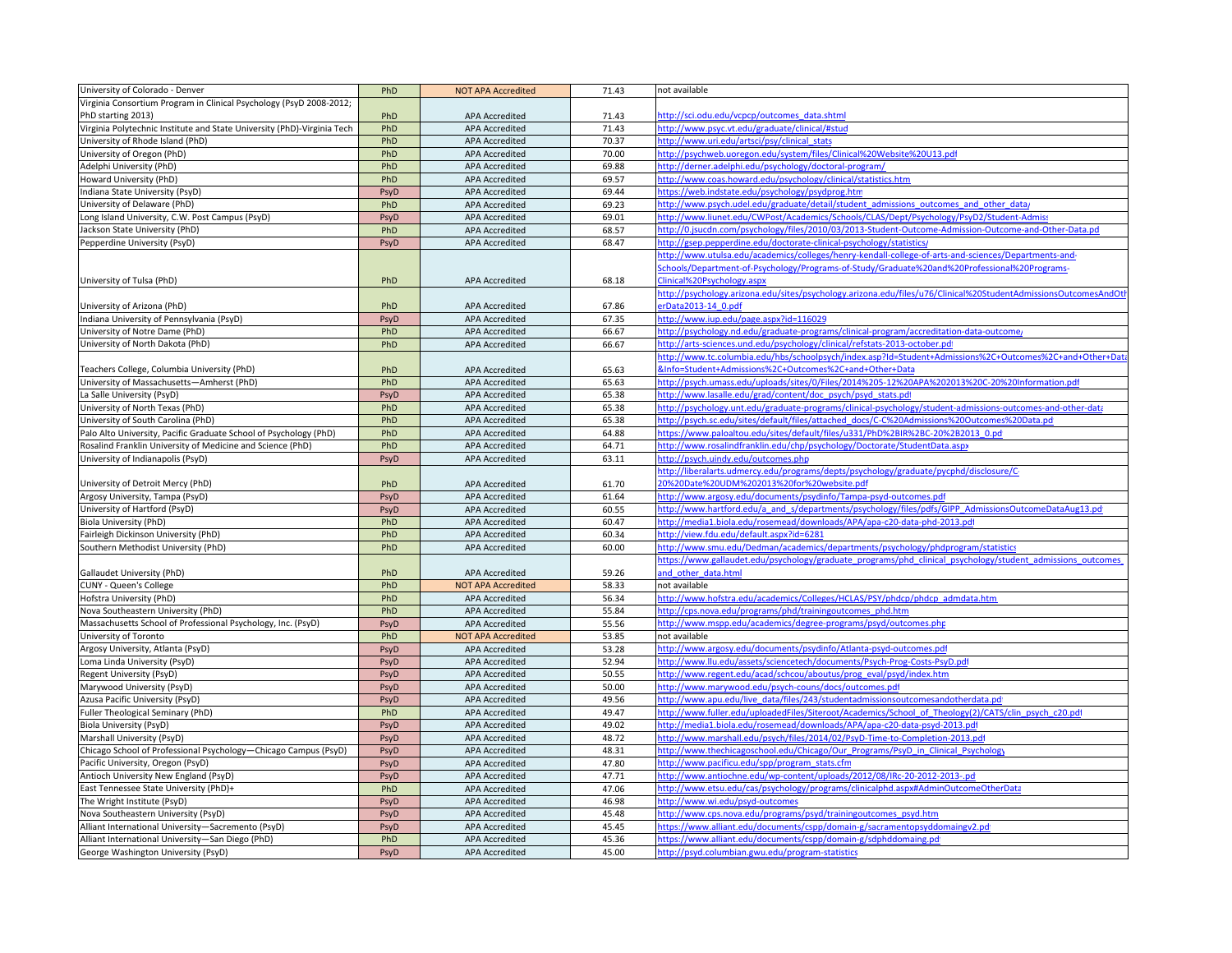| | | | | |
|---|---|---|---|---|
| University of Colorado - Denver | PhD | NOT APA Accredited | 71.43 | not available |
| Virginia Consortium Program in Clinical Psychology (PsyD 2008-2012; PhD starting 2013) | PhD | APA Accredited | 71.43 | http://sci.odu.edu/vcpcp/outcomes_data.shtml |
| Virginia Polytechnic Institute and State University (PhD)-Virginia Tech | PhD | APA Accredited | 71.43 | http://www.psyc.vt.edu/graduate/clinical/#stud |
| University of Rhode Island (PhD) | PhD | APA Accredited | 70.37 | http://www.uri.edu/artsci/psy/clinical_stats |
| University of Oregon (PhD) | PhD | APA Accredited | 70.00 | http://psychweb.uoregon.edu/system/files/Clinical%20Website%20U13.pdf |
| Adelphi University (PhD) | PhD | APA Accredited | 69.88 | http://derner.adelphi.edu/psychology/doctoral-program/ |
| Howard University (PhD) | PhD | APA Accredited | 69.57 | http://www.coas.howard.edu/psychology/clinical/statistics.htm |
| Indiana State University (PsyD) | PsyD | APA Accredited | 69.44 | https://web.indstate.edu/psychology/psydprog.htm |
| University of Delaware (PhD) | PhD | APA Accredited | 69.23 | http://www.psych.udel.edu/graduate/detail/student_admissions_outcomes_and_other_data/ |
| Long Island University, C.W. Post Campus (PsyD) | PsyD | APA Accredited | 69.01 | http://www.liunet.edu/CWPost/Academics/Schools/CLAS/Dept/Psychology/PsyD2/Student-Admiss |
| Jackson State University (PhD) | PhD | APA Accredited | 68.57 | http://0.jsucdn.com/psychology/files/2010/03/2013-Student-Outcome-Admission-Outcome-and-Other-Data.pd |
| Pepperdine University (PsyD) | PsyD | APA Accredited | 68.47 | http://gsep.pepperdine.edu/doctorate-clinical-psychology/statistics/ |
| University of Tulsa (PhD) | PhD | APA Accredited | 68.18 | http://www.utulsa.edu/academics/colleges/henry-kendall-college-of-arts-and-sciences/Departments-and-Schools/Department-of-Psychology/Programs-of-Study/Graduate%20and%20Professional%20Programs-Clinical%20Psychology.aspx |
| University of Arizona (PhD) | PhD | APA Accredited | 67.86 | http://psychology.arizona.edu/sites/psychology.arizona.edu/files/u76/Clinical%20StudentAdmissionsOutcomesAndOtherData2013-14_0.pdf |
| Indiana University of Pennsylvania (PsyD) | PsyD | APA Accredited | 67.35 | http://www.iup.edu/page.aspx?id=116029 |
| University of Notre Dame (PhD) | PhD | APA Accredited | 66.67 | http://psychology.nd.edu/graduate-programs/clinical-program/accreditation-data-outcome/ |
| University of North Dakota (PhD) | PhD | APA Accredited | 66.67 | http://arts-sciences.und.edu/psychology/clinical/refstats-2013-october.pdf |
| Teachers College, Columbia University (PhD) | PhD | APA Accredited | 65.63 | http://www.tc.columbia.edu/hbs/schoolpsych/index.asp?Id=Student+Admissions%2C+Outcomes%2C+and+Other+Data&Info=Student+Admissions%2C+Outcomes%2C+and+Other+Data |
| University of Massachusetts—Amherst (PhD) | PhD | APA Accredited | 65.63 | http://psych.umass.edu/uploads/sites/0/Files/2014%205-12%20APA%202013%20C-20%20Information.pdf |
| La Salle University (PsyD) | PsyD | APA Accredited | 65.38 | http://www.lasalle.edu/grad/content/doc_psych/psyd_stats.pdf |
| University of North Texas (PhD) | PhD | APA Accredited | 65.38 | http://psychology.unt.edu/graduate-programs/clinical-psychology/student-admissions-outcomes-and-other-data |
| University of South Carolina (PhD) | PhD | APA Accredited | 65.38 | http://psych.sc.edu/sites/default/files/attached_docs/C-C%20Admissions%20Outcomes%20Data.pd |
| Palo Alto University, Pacific Graduate School of Psychology (PhD) | PhD | APA Accredited | 64.88 | https://www.paloaltou.edu/sites/default/files/u331/PhD%2BIR%2BC-20%2B2013_0.pd |
| Rosalind Franklin University of Medicine and Science (PhD) | PhD | APA Accredited | 64.71 | http://www.rosalindfranklin.edu/chp/psychology/Doctorate/StudentData.aspx |
| University of Indianapolis (PsyD) | PsyD | APA Accredited | 63.11 | http://psych.uindy.edu/outcomes.php |
| University of Detroit Mercy (PhD) | PhD | APA Accredited | 61.70 | http://liberalarts.udmercy.edu/programs/depts/psychology/graduate/pycphd/disclosure/C-20%20Date%20UDM%202013%20for%20website.pdf |
| Argosy University, Tampa (PsyD) | PsyD | APA Accredited | 61.64 | http://www.argosy.edu/documents/psydinfo/Tampa-psyd-outcomes.pdf |
| University of Hartford (PsyD) | PsyD | APA Accredited | 60.55 | http://www.hartford.edu/a_and_s/departments/psychology/files/pdfs/GIPP_AdmissionsOutcomeDataAug13.pd |
| Biola University (PhD) | PhD | APA Accredited | 60.47 | http://media1.biola.edu/rosemead/downloads/APA/apa-c20-data-phd-2013.pdf |
| Fairleigh Dickinson University (PhD) | PhD | APA Accredited | 60.34 | http://view.fdu.edu/default.aspx?id=6281 |
| Southern Methodist University (PhD) | PhD | APA Accredited | 60.00 | http://www.smu.edu/Dedman/academics/departments/psychology/phdprogram/statistics |
| Gallaudet University (PhD) | PhD | APA Accredited | 59.26 | https://www.gallaudet.edu/psychology/graduate_programs/phd_clinical_psychology/student_admissions_outcomes_and_other_data.html |
| CUNY - Queen's College | PhD | NOT APA Accredited | 58.33 | not available |
| Hofstra University (PhD) | PhD | APA Accredited | 56.34 | http://www.hofstra.edu/academics/Colleges/HCLAS/PSY/phdcp/phdcp_admdata.htm |
| Nova Southeastern University (PhD) | PhD | APA Accredited | 55.84 | http://cps.nova.edu/programs/phd/trainingoutcomes_phd.htm |
| Massachusetts School of Professional Psychology, Inc. (PsyD) | PsyD | APA Accredited | 55.56 | http://www.mspp.edu/academics/degree-programs/psyd/outcomes.php |
| University of Toronto | PhD | NOT APA Accredited | 53.85 | not available |
| Argosy University, Atlanta (PsyD) | PsyD | APA Accredited | 53.28 | http://www.argosy.edu/documents/psydinfo/Atlanta-psyd-outcomes.pdf |
| Loma Linda University (PsyD) | PsyD | APA Accredited | 52.94 | http://www.llu.edu/assets/sciencetech/documents/Psych-Prog-Costs-PsyD.pdf |
| Regent University (PsyD) | PsyD | APA Accredited | 50.55 | http://www.regent.edu/acad/schcou/aboutus/prog_eval/psyd/index.htm |
| Marywood University (PsyD) | PsyD | APA Accredited | 50.00 | http://www.marywood.edu/psych-couns/docs/outcomes.pdf |
| Azusa Pacific University (PsyD) | PsyD | APA Accredited | 49.56 | http://www.apu.edu/live_data/files/243/studentadmissionsoutcomesandotherdata.pdf |
| Fuller Theological Seminary (PhD) | PhD | APA Accredited | 49.47 | http://www.fuller.edu/uploadedFiles/Siteroot/Academics/School_of_Theology(2)/CATS/clin_psych_c20.pdf |
| Biola University (PsyD) | PsyD | APA Accredited | 49.02 | http://media1.biola.edu/rosemead/downloads/APA/apa-c20-data-psyd-2013.pdf |
| Marshall University (PsyD) | PsyD | APA Accredited | 48.72 | http://www.marshall.edu/psych/files/2014/02/PsyD-Time-to-Completion-2013.pdf |
| Chicago School of Professional Psychology—Chicago Campus (PsyD) | PsyD | APA Accredited | 48.31 | http://www.thechicagoschool.edu/Chicago/Our_Programs/PsyD_in_Clinical_Psychology |
| Pacific University, Oregon (PsyD) | PsyD | APA Accredited | 47.80 | http://www.pacificu.edu/spp/program_stats.cfm |
| Antioch University New England (PsyD) | PsyD | APA Accredited | 47.71 | http://www.antiochne.edu/wp-content/uploads/2012/08/IRc-20-2012-2013-.pd |
| East Tennessee State University (PhD)+ | PhD | APA Accredited | 47.06 | http://www.etsu.edu/cas/psychology/programs/clinicalphd.aspx#AdminOutcomeOtherData |
| The Wright Institute (PsyD) | PsyD | APA Accredited | 46.98 | http://www.wi.edu/psyd-outcomes |
| Nova Southeastern University (PsyD) | PsyD | APA Accredited | 45.48 | http://www.cps.nova.edu/programs/psyd/trainingoutcomes_psyd.htm |
| Alliant International University—Sacremento (PsyD) | PsyD | APA Accredited | 45.45 | https://www.alliant.edu/documents/cspp/domain-g/sacramentopsyddomaingv2.pdf |
| Alliant International University—San Diego (PhD) | PhD | APA Accredited | 45.36 | https://www.alliant.edu/documents/cspp/domain-g/sdphddomaing.pdf |
| George Washington University (PsyD) | PsyD | APA Accredited | 45.00 | http://psyd.columbian.gwu.edu/program-statistics |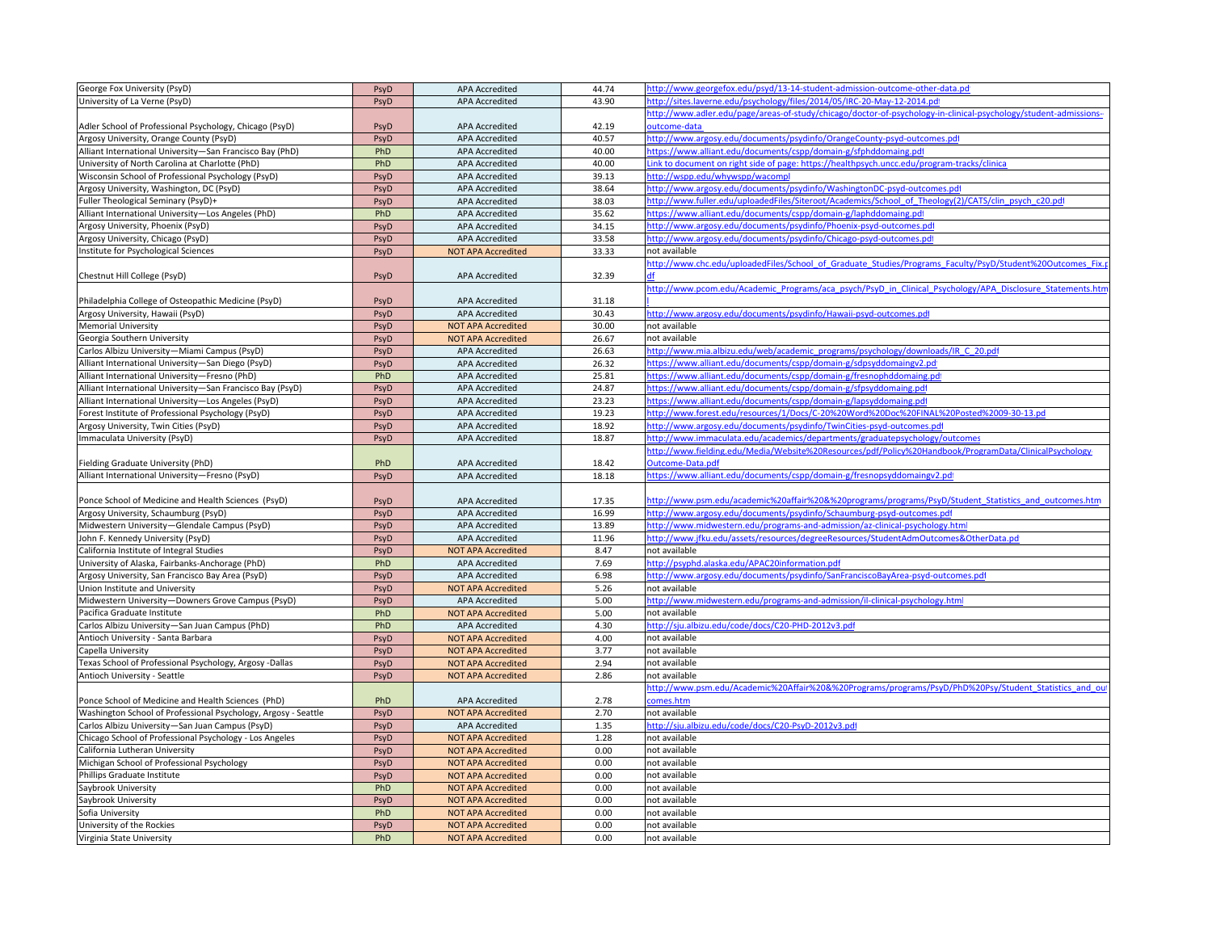| | | | | |
|---|---|---|---|---|
| George Fox University (PsyD) | PsyD | APA Accredited | 44.74 | http://www.georgefox.edu/psyd/13-14-student-admission-outcome-other-data.pd |
| University of La Verne (PsyD) | PsyD | APA Accredited | 43.90 | http://sites.laverne.edu/psychology/files/2014/05/IRC-20-May-12-2014.pd |
| Adler School of Professional Psychology, Chicago (PsyD) | PsyD | APA Accredited | 42.19 | http://www.adler.edu/page/areas-of-study/chicago/doctor-of-psychology-in-clinical-psychology/student-admissions-outcome-data |
| Argosy University, Orange County (PsyD) | PsyD | APA Accredited | 40.57 | http://www.argosy.edu/documents/psydinfo/OrangeCounty-psyd-outcomes.pdf |
| Alliant International University—San Francisco Bay (PhD) | PhD | APA Accredited | 40.00 | https://www.alliant.edu/documents/cspp/domain-g/sfphddomaing.pdf |
| University of North Carolina at Charlotte (PhD) | PhD | APA Accredited | 40.00 | Link to document on right side of page: https://healthpsych.uncc.edu/program-tracks/clinica |
| Wisconsin School of Professional Psychology (PsyD) | PsyD | APA Accredited | 39.13 | http://wspp.edu/whywspp/wacompl |
| Argosy University, Washington, DC (PsyD) | PsyD | APA Accredited | 38.64 | http://www.argosy.edu/documents/psydinfo/WashingtonDC-psyd-outcomes.pdf |
| Fuller Theological Seminary (PsyD)+ | PsyD | APA Accredited | 38.03 | http://www.fuller.edu/uploadedFiles/Siteroot/Academics/School_of_Theology(2)/CATS/clin_psych_c20.pdf |
| Alliant International University—Los Angeles (PhD) | PhD | APA Accredited | 35.62 | https://www.alliant.edu/documents/cspp/domain-g/laphddomaing.pdf |
| Argosy University, Phoenix (PsyD) | PsyD | APA Accredited | 34.15 | http://www.argosy.edu/documents/psydinfo/Phoenix-psyd-outcomes.pdf |
| Argosy University, Chicago (PsyD) | PsyD | APA Accredited | 33.58 | http://www.argosy.edu/documents/psydinfo/Chicago-psyd-outcomes.pdf |
| Institute for Psychological Sciences | PsyD | NOT APA Accredited | 33.33 | not available |
| Chestnut Hill College (PsyD) | PsyD | APA Accredited | 32.39 | http://www.chc.edu/uploadedFiles/School_of_Graduate_Studies/Programs_Faculty/PsyD/Student%20Outcomes_Fix.pdf |
| Philadelphia College of Osteopathic Medicine (PsyD) | PsyD | APA Accredited | 31.18 | http://www.pcom.edu/Academic_Programs/aca_psych/PsyD_in_Clinical_Psychology/APA_Disclosure_Statements.html |
| Argosy University, Hawaii (PsyD) | PsyD | APA Accredited | 30.43 | http://www.argosy.edu/documents/psydinfo/Hawaii-psyd-outcomes.pdf |
| Memorial University | PsyD | NOT APA Accredited | 30.00 | not available |
| Georgia Southern University | PsyD | NOT APA Accredited | 26.67 | not available |
| Carlos Albizu University—Miami Campus (PsyD) | PsyD | APA Accredited | 26.63 | http://www.mia.albizu.edu/web/academic_programs/psychology/downloads/IR_C_20.pdf |
| Alliant International University—San Diego (PsyD) | PsyD | APA Accredited | 26.32 | https://www.alliant.edu/documents/cspp/domain-g/sdpsyddomaingv2.pdf |
| Alliant International University—Fresno (PhD) | PhD | APA Accredited | 25.81 | https://www.alliant.edu/documents/cspp/domain-g/fresnophddomaing.pdf |
| Alliant International University—San Francisco Bay (PsyD) | PsyD | APA Accredited | 24.87 | https://www.alliant.edu/documents/cspp/domain-g/sfpsyddomaing.pdf |
| Alliant International University—Los Angeles (PsyD) | PsyD | APA Accredited | 23.23 | https://www.alliant.edu/documents/cspp/domain-g/lapsyddomaing.pdf |
| Forest Institute of Professional Psychology (PsyD) | PsyD | APA Accredited | 19.23 | http://www.forest.edu/resources/1/Docs/C-20%20Word%20Doc%20FINAL%20Posted%2009-30-13.pd |
| Argosy University, Twin Cities (PsyD) | PsyD | APA Accredited | 18.92 | http://www.argosy.edu/documents/psydinfo/TwinCities-psyd-outcomes.pdf |
| Immaculata University (PsyD) | PsyD | APA Accredited | 18.87 | http://www.immaculata.edu/academics/departments/graduatepsychology/outcomes |
| Fielding Graduate University (PhD) | PhD | APA Accredited | 18.42 | http://www.fielding.edu/Media/Website%20Resources/pdf/Policy%20Handbook/ProgramData/ClinicalPsychology-Outcome-Data.pdf |
| Alliant International University—Fresno (PsyD) | PsyD | APA Accredited | 18.18 | https://www.alliant.edu/documents/cspp/domain-g/fresnopsyddomaingv2.pdf |
| Ponce School of Medicine and Health Sciences (PsyD) | PsyD | APA Accredited | 17.35 | http://www.psm.edu/academic%20affair%20&%20programs/programs/PsyD/Student_Statistics_and_outcomes.htm |
| Argosy University, Schaumburg (PsyD) | PsyD | APA Accredited | 16.99 | http://www.argosy.edu/documents/psydinfo/Schaumburg-psyd-outcomes.pdf |
| Midwestern University—Glendale Campus (PsyD) | PsyD | APA Accredited | 13.89 | http://www.midwestern.edu/programs-and-admission/az-clinical-psychology.html |
| John F. Kennedy University (PsyD) | PsyD | APA Accredited | 11.96 | http://www.jfku.edu/assets/resources/degreeResources/StudentAdmOutcomes&OtherData.pd |
| California Institute of Integral Studies | PsyD | NOT APA Accredited | 8.47 | not available |
| University of Alaska, Fairbanks-Anchorage (PhD) | PhD | APA Accredited | 7.69 | http://psyphd.alaska.edu/APAC20information.pdf |
| Argosy University, San Francisco Bay Area (PsyD) | PsyD | APA Accredited | 6.98 | http://www.argosy.edu/documents/psydinfo/SanFranciscoBayArea-psyd-outcomes.pdf |
| Union Institute and University | PsyD | NOT APA Accredited | 5.26 | not available |
| Midwestern University—Downers Grove Campus (PsyD) | PsyD | APA Accredited | 5.00 | http://www.midwestern.edu/programs-and-admission/il-clinical-psychology.html |
| Pacifica Graduate Institute | PhD | NOT APA Accredited | 5.00 | not available |
| Carlos Albizu University—San Juan Campus (PhD) | PhD | APA Accredited | 4.30 | http://sju.albizu.edu/code/docs/C20-PHD-2012v3.pdf |
| Antioch University - Santa Barbara | PsyD | NOT APA Accredited | 4.00 | not available |
| Capella University | PsyD | NOT APA Accredited | 3.77 | not available |
| Texas School of Professional Psychology, Argosy -Dallas | PsyD | NOT APA Accredited | 2.94 | not available |
| Antioch University - Seattle | PsyD | NOT APA Accredited | 2.86 | not available |
| Ponce School of Medicine and Health Sciences (PhD) | PhD | APA Accredited | 2.78 | http://www.psm.edu/Academic%20Affair%20&%20Programs/programs/PsyD/PhD%20Psy/Student_Statistics_and_outcomes.htm |
| Washington School of Professional Psychology, Argosy - Seattle | PsyD | NOT APA Accredited | 2.70 | not available |
| Carlos Albizu University—San Juan Campus (PsyD) | PsyD | APA Accredited | 1.35 | http://sju.albizu.edu/code/docs/C20-PsyD-2012v3.pdf |
| Chicago School of Professional Psychology - Los Angeles | PsyD | NOT APA Accredited | 1.28 | not available |
| California Lutheran University | PsyD | NOT APA Accredited | 0.00 | not available |
| Michigan School of Professional Psychology | PsyD | NOT APA Accredited | 0.00 | not available |
| Phillips Graduate Institute | PsyD | NOT APA Accredited | 0.00 | not available |
| Saybrook University | PhD | NOT APA Accredited | 0.00 | not available |
| Saybrook University | PsyD | NOT APA Accredited | 0.00 | not available |
| Sofia University | PhD | NOT APA Accredited | 0.00 | not available |
| University of the Rockies | PsyD | NOT APA Accredited | 0.00 | not available |
| Virginia State University | PhD | NOT APA Accredited | 0.00 | not available |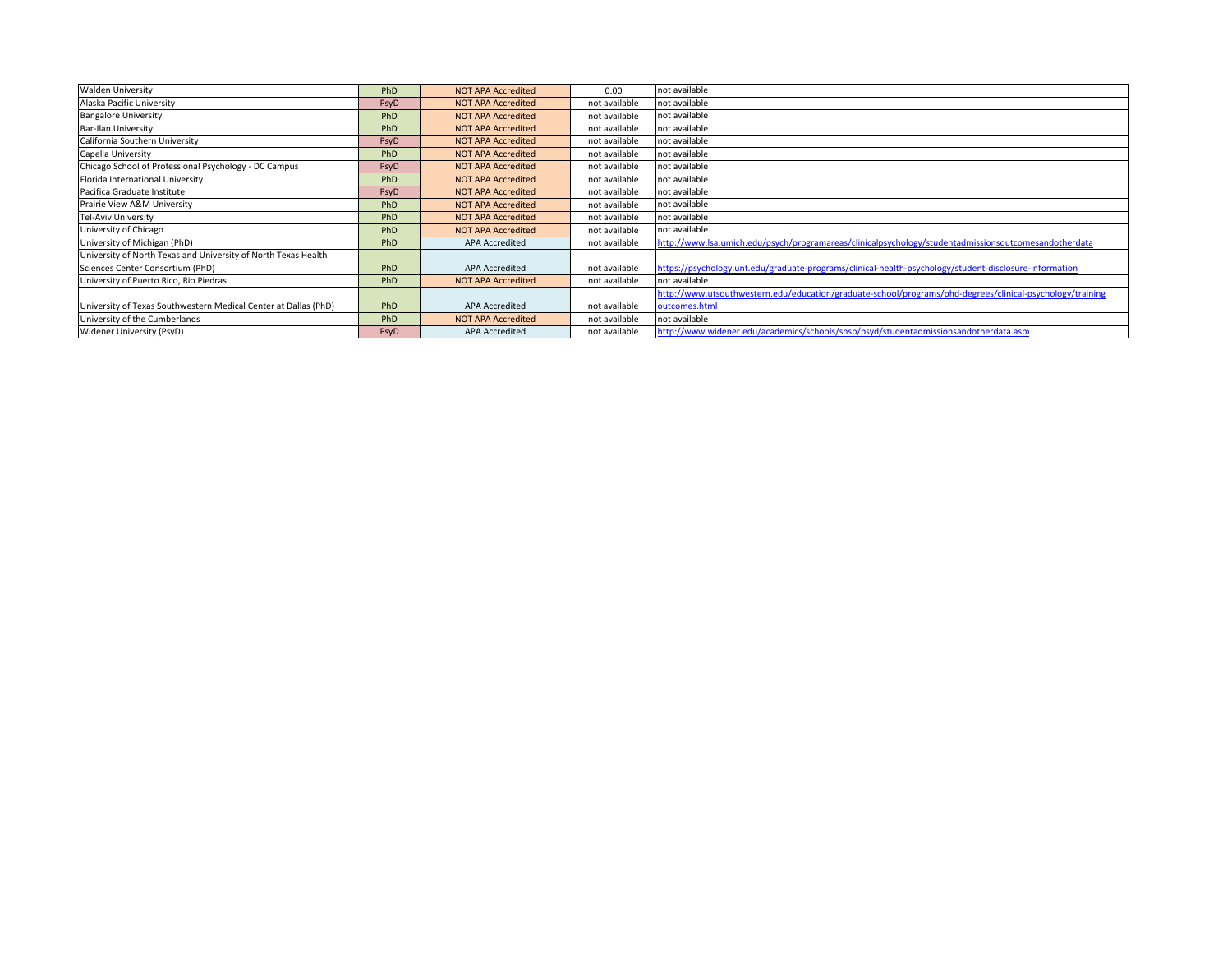| | | | | |
|---|---|---|---|---|
| Walden University | PhD | NOT APA Accredited | 0.00 | not available |
| Alaska Pacific University | PsyD | NOT APA Accredited | not available | not available |
| Bangalore University | PhD | NOT APA Accredited | not available | not available |
| Bar-Ilan University | PhD | NOT APA Accredited | not available | not available |
| California Southern University | PsyD | NOT APA Accredited | not available | not available |
| Capella University | PhD | NOT APA Accredited | not available | not available |
| Chicago School of Professional Psychology - DC Campus | PsyD | NOT APA Accredited | not available | not available |
| Florida International University | PhD | NOT APA Accredited | not available | not available |
| Pacifica Graduate Institute | PsyD | NOT APA Accredited | not available | not available |
| Prairie View A&M University | PhD | NOT APA Accredited | not available | not available |
| Tel-Aviv University | PhD | NOT APA Accredited | not available | not available |
| University of Chicago | PhD | NOT APA Accredited | not available | not available |
| University of Michigan (PhD) | PhD | APA Accredited | not available | http://www.lsa.umich.edu/psych/programareas/clinicalpsychology/studentadmissionsoutcomesandotherdata |
| University of North Texas and University of North Texas Health Sciences Center Consortium (PhD) | PhD | APA Accredited | not available | https://psychology.unt.edu/graduate-programs/clinical-health-psychology/student-disclosure-information |
| University of Puerto Rico, Rio Piedras | PhD | NOT APA Accredited | not available | not available |
| University of Texas Southwestern Medical Center at Dallas (PhD) | PhD | APA Accredited | not available | http://www.utsouthwestern.edu/education/graduate-school/programs/phd-degrees/clinical-psychology/training outcomes.html |
| University of the Cumberlands | PhD | NOT APA Accredited | not available | not available |
| Widener University (PsyD) | PsyD | APA Accredited | not available | http://www.widener.edu/academics/schools/shsp/psyd/studentadmissionsandotherdata.asp› |